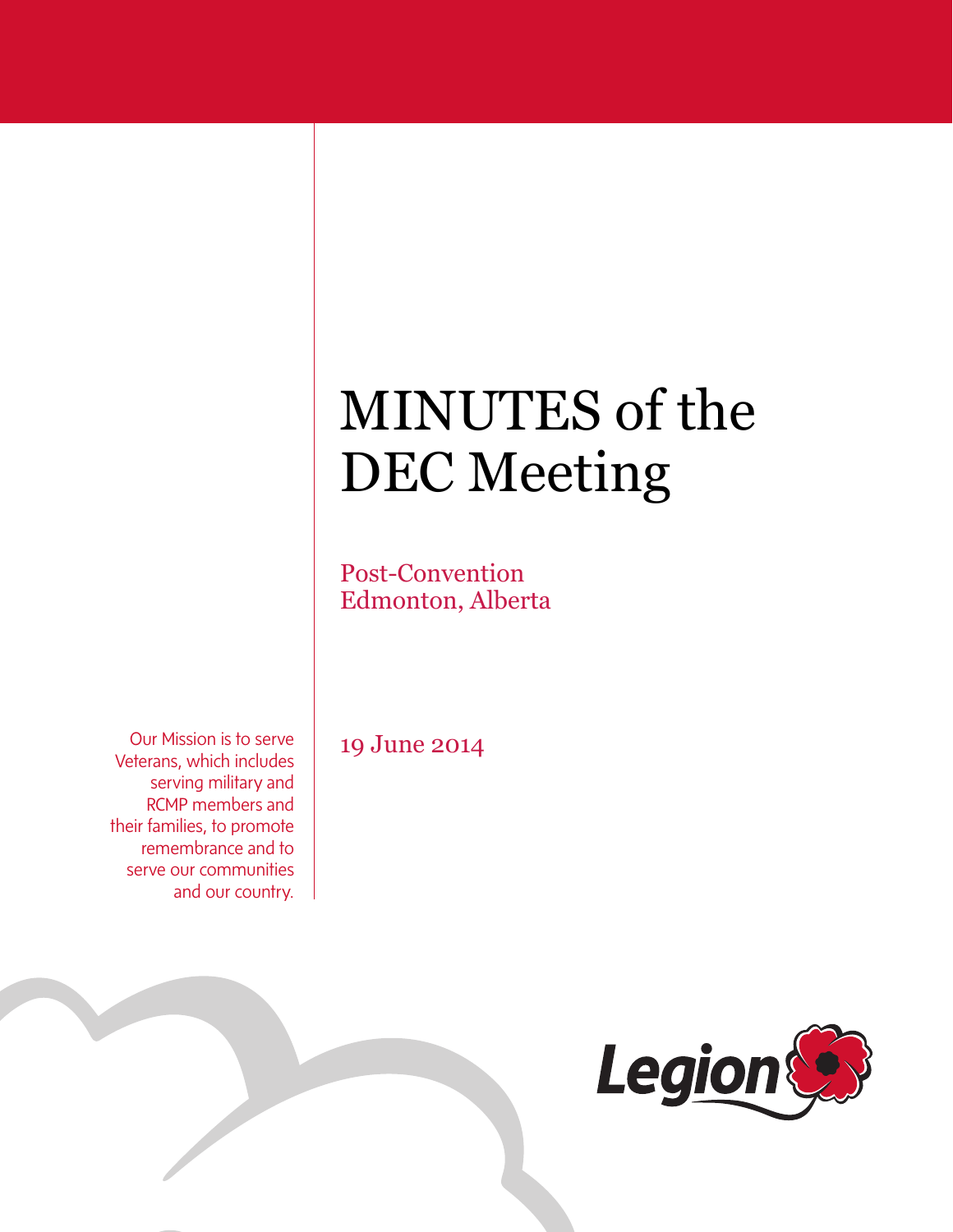# MINUTES of the DEC Meeting

Post-Convention
Edmonton, Alberta

19 June 2014

Our Mission is to serve Veterans, which includes serving military and RCMP members and their families, to promote remembrance and to serve our communities and our country.

Legion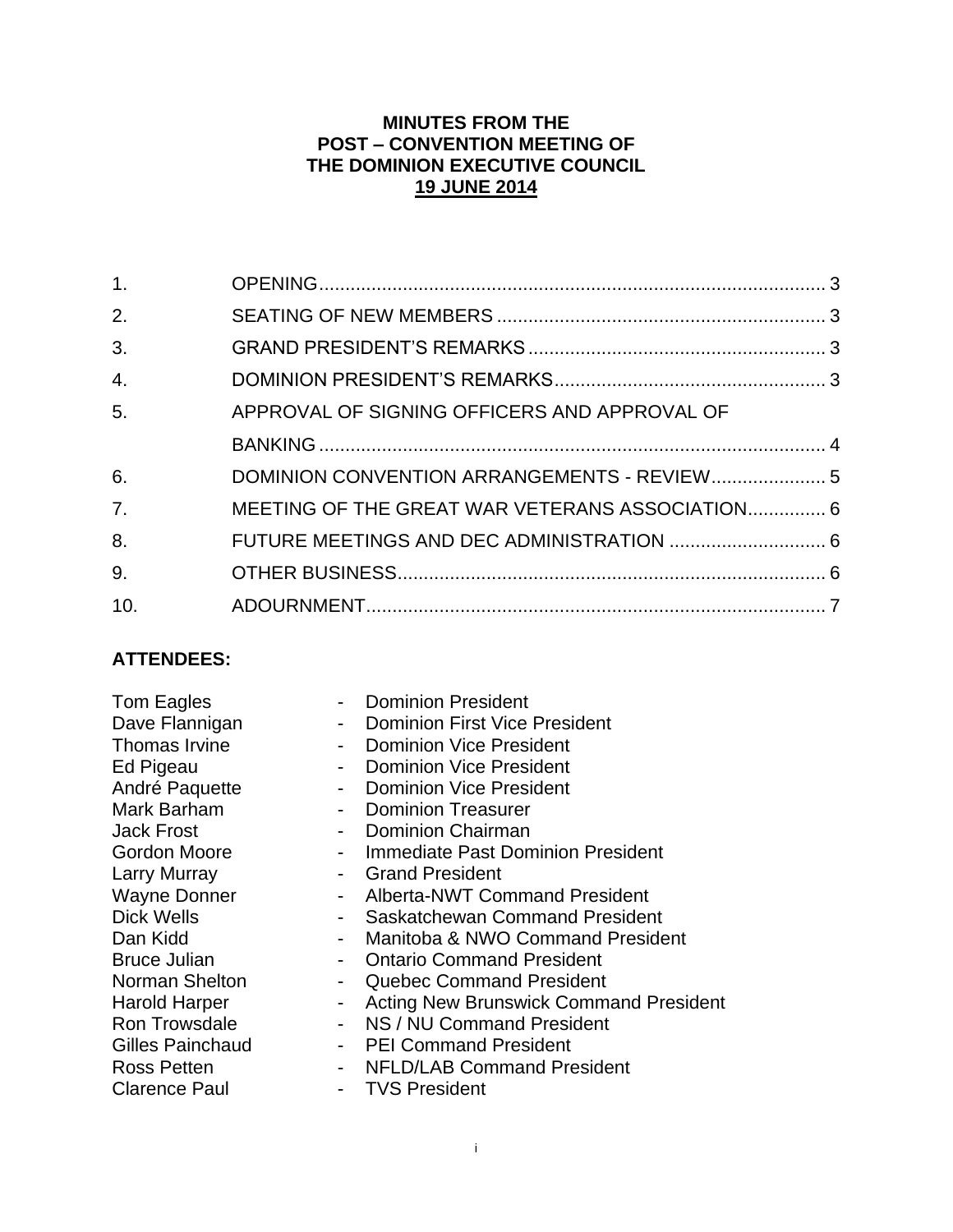**MINUTES FROM THE**
**POST – CONVENTION MEETING OF**
**THE DOMINION EXECUTIVE COUNCIL**
**19 JUNE 2014**

| | | |
|---|---|---|
| 1. | OPENING | 3 |
| 2. | SEATING OF NEW MEMBERS | 3 |
| 3. | GRAND PRESIDENT'S REMARKS | 3 |
| 4. | DOMINION PRESIDENT'S REMARKS | 3 |
| 5. | APPROVAL OF SIGNING OFFICERS AND APPROVAL OF BANKING | 4 |
| 6. | DOMINION CONVENTION ARRANGEMENTS - REVIEW | 5 |
| 7. | MEETING OF THE GREAT WAR VETERANS ASSOCIATION | 6 |
| 8. | FUTURE MEETINGS AND DEC ADMINISTRATION | 6 |
| 9. | OTHER BUSINESS | 6 |
| 10. | ADOURNMENT | 7 |

**ATTENDEES:**

Tom Eagles - Dominion President
Dave Flannigan - Dominion First Vice President
Thomas Irvine - Dominion Vice President
Ed Pigeau - Dominion Vice President
André Paquette - Dominion Vice President
Mark Barham - Dominion Treasurer
Jack Frost - Dominion Chairman
Gordon Moore - Immediate Past Dominion President
Larry Murray - Grand President
Wayne Donner - Alberta-NWT Command President
Dick Wells - Saskatchewan Command President
Dan Kidd - Manitoba & NWO Command President
Bruce Julian - Ontario Command President
Norman Shelton - Quebec Command President
Harold Harper - Acting New Brunswick Command President
Ron Trowsdale - NS / NU Command President
Gilles Painchaud - PEI Command President
Ross Petten - NFLD/LAB Command President
Clarence Paul - TVS President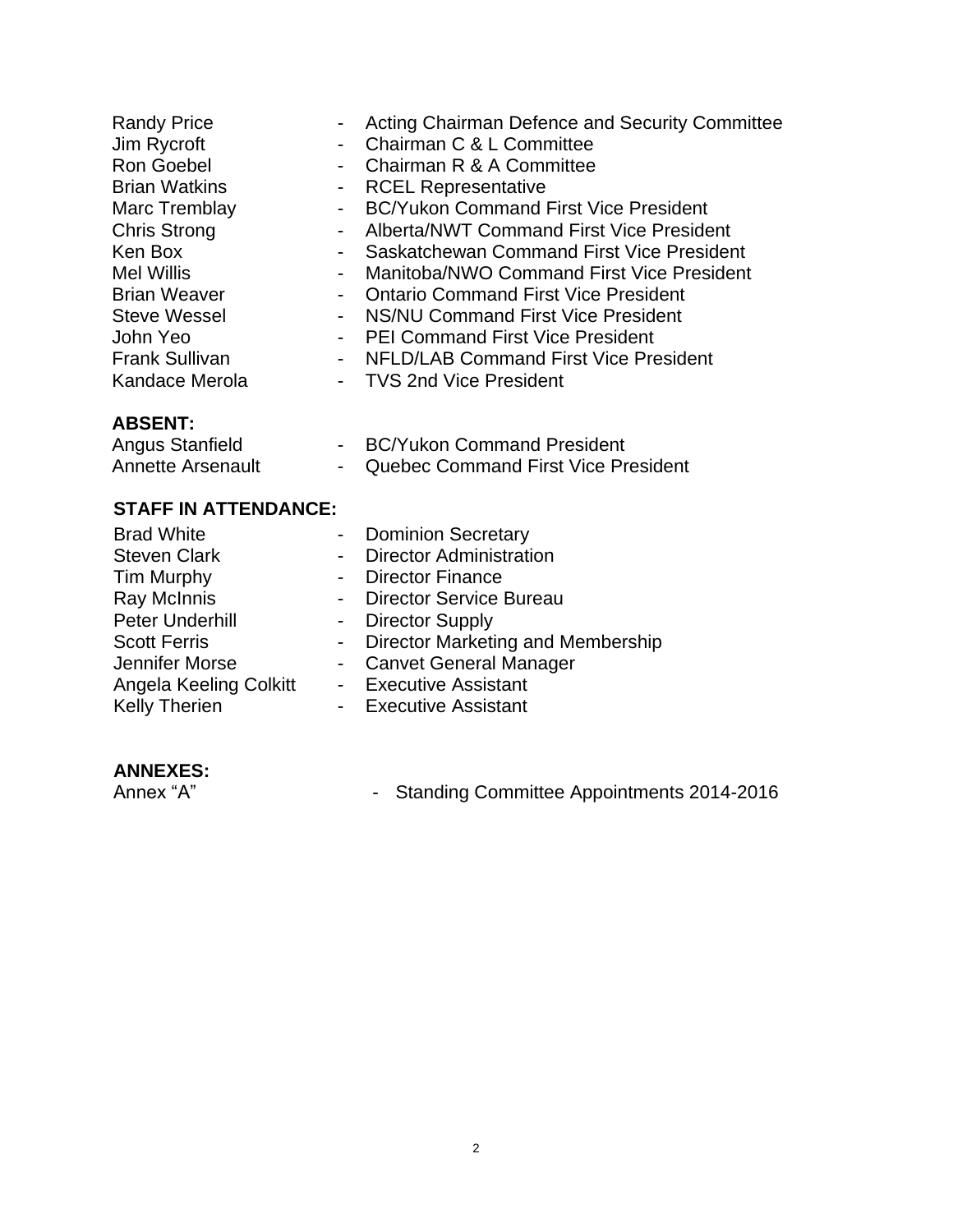Randy Price - Acting Chairman Defence and Security Committee
Jim Rycroft - Chairman C & L Committee
Ron Goebel - Chairman R & A Committee
Brian Watkins - RCEL Representative
Marc Tremblay - BC/Yukon Command First Vice President
Chris Strong - Alberta/NWT Command First Vice President
Ken Box - Saskatchewan Command First Vice President
Mel Willis - Manitoba/NWO Command First Vice President
Brian Weaver - Ontario Command First Vice President
Steve Wessel - NS/NU Command First Vice President
John Yeo - PEI Command First Vice President
Frank Sullivan - NFLD/LAB Command First Vice President
Kandace Merola - TVS 2nd Vice President

**ABSENT:**

Angus Stanfield - BC/Yukon Command President
Annette Arsenault - Quebec Command First Vice President

**STAFF IN ATTENDANCE:**

Brad White - Dominion Secretary
Steven Clark - Director Administration
Tim Murphy - Director Finance
Ray McInnis - Director Service Bureau
Peter Underhill - Director Supply
Scott Ferris - Director Marketing and Membership
Jennifer Morse - Canvet General Manager
Angela Keeling Colkitt - Executive Assistant
Kelly Therien - Executive Assistant

**ANNEXES:**

Annex "A" - Standing Committee Appointments 2014-2016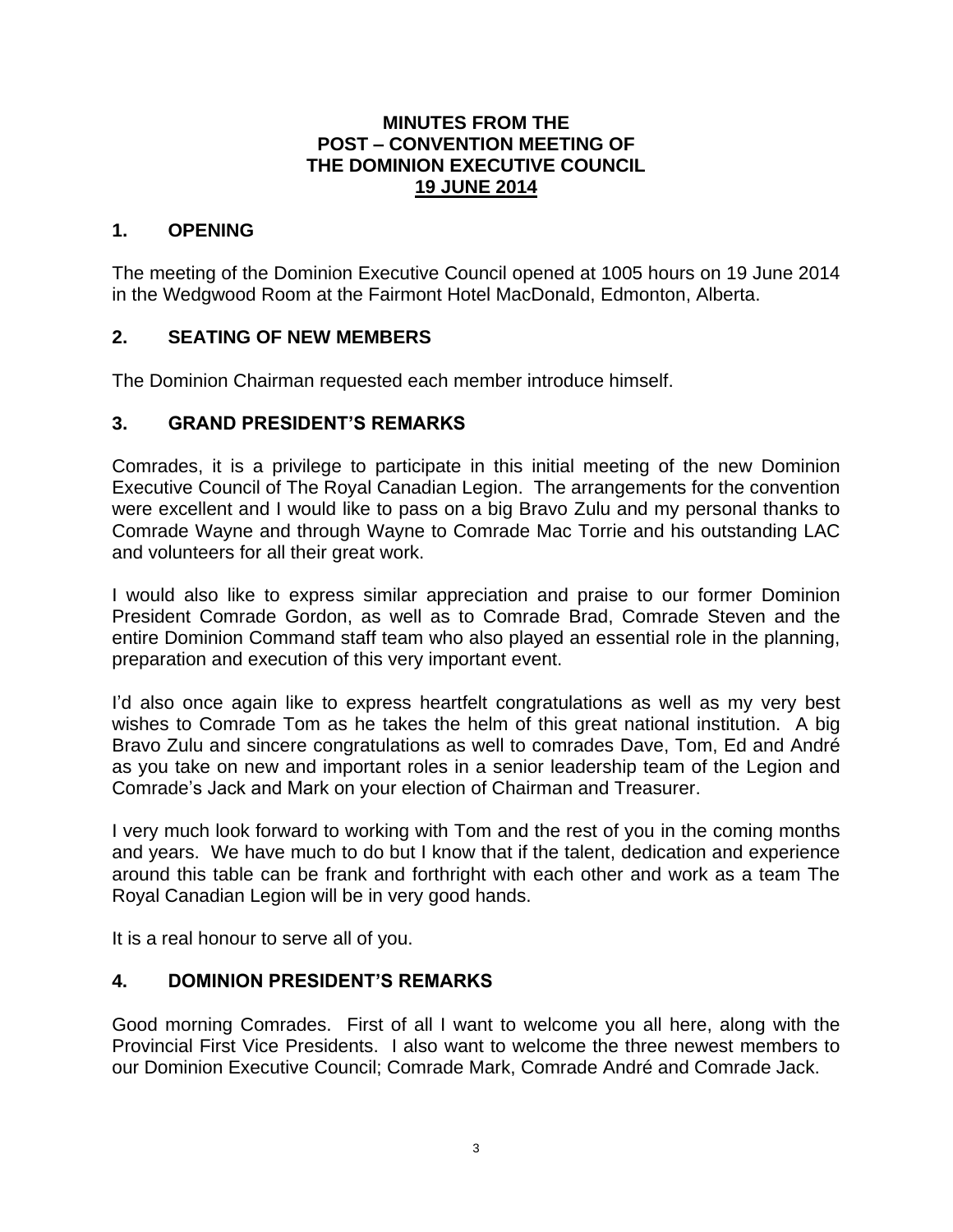**MINUTES FROM THE POST – CONVENTION MEETING OF THE DOMINION EXECUTIVE COUNCIL 19 JUNE 2014**

## 1. OPENING

The meeting of the Dominion Executive Council opened at 1005 hours on 19 June 2014 in the Wedgwood Room at the Fairmont Hotel MacDonald, Edmonton, Alberta.

## 2. SEATING OF NEW MEMBERS

The Dominion Chairman requested each member introduce himself.

## 3. GRAND PRESIDENT'S REMARKS

Comrades, it is a privilege to participate in this initial meeting of the new Dominion Executive Council of The Royal Canadian Legion. The arrangements for the convention were excellent and I would like to pass on a big Bravo Zulu and my personal thanks to Comrade Wayne and through Wayne to Comrade Mac Torrie and his outstanding LAC and volunteers for all their great work.

I would also like to express similar appreciation and praise to our former Dominion President Comrade Gordon, as well as to Comrade Brad, Comrade Steven and the entire Dominion Command staff team who also played an essential role in the planning, preparation and execution of this very important event.

I'd also once again like to express heartfelt congratulations as well as my very best wishes to Comrade Tom as he takes the helm of this great national institution. A big Bravo Zulu and sincere congratulations as well to comrades Dave, Tom, Ed and André as you take on new and important roles in a senior leadership team of the Legion and Comrade's Jack and Mark on your election of Chairman and Treasurer.

I very much look forward to working with Tom and the rest of you in the coming months and years. We have much to do but I know that if the talent, dedication and experience around this table can be frank and forthright with each other and work as a team The Royal Canadian Legion will be in very good hands.

It is a real honour to serve all of you.

## 4. DOMINION PRESIDENT'S REMARKS

Good morning Comrades. First of all I want to welcome you all here, along with the Provincial First Vice Presidents. I also want to welcome the three newest members to our Dominion Executive Council; Comrade Mark, Comrade André and Comrade Jack.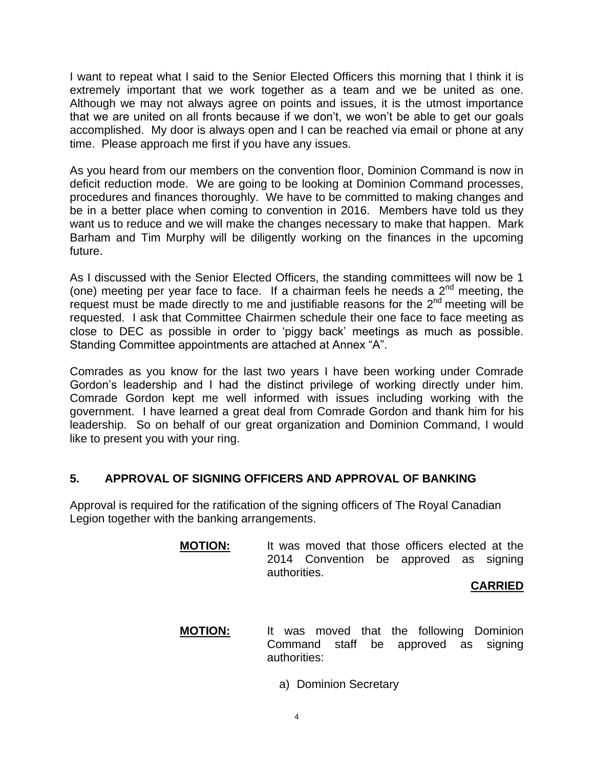I want to repeat what I said to the Senior Elected Officers this morning that I think it is extremely important that we work together as a team and we be united as one. Although we may not always agree on points and issues, it is the utmost importance that we are united on all fronts because if we don't, we won't be able to get our goals accomplished. My door is always open and I can be reached via email or phone at any time. Please approach me first if you have any issues.

As you heard from our members on the convention floor, Dominion Command is now in deficit reduction mode. We are going to be looking at Dominion Command processes, procedures and finances thoroughly. We have to be committed to making changes and be in a better place when coming to convention in 2016. Members have told us they want us to reduce and we will make the changes necessary to make that happen. Mark Barham and Tim Murphy will be diligently working on the finances in the upcoming future.

As I discussed with the Senior Elected Officers, the standing committees will now be 1 (one) meeting per year face to face. If a chairman feels he needs a 2nd meeting, the request must be made directly to me and justifiable reasons for the 2nd meeting will be requested. I ask that Committee Chairmen schedule their one face to face meeting as close to DEC as possible in order to 'piggy back' meetings as much as possible. Standing Committee appointments are attached at Annex "A".

Comrades as you know for the last two years I have been working under Comrade Gordon's leadership and I had the distinct privilege of working directly under him. Comrade Gordon kept me well informed with issues including working with the government. I have learned a great deal from Comrade Gordon and thank him for his leadership. So on behalf of our great organization and Dominion Command, I would like to present you with your ring.

## 5. APPROVAL OF SIGNING OFFICERS AND APPROVAL OF BANKING

Approval is required for the ratification of the signing officers of The Royal Canadian Legion together with the banking arrangements.

**MOTION:** It was moved that those officers elected at the 2014 Convention be approved as signing authorities.

**CARRIED**

**MOTION:** It was moved that the following Dominion Command staff be approved as signing authorities:

a) Dominion Secretary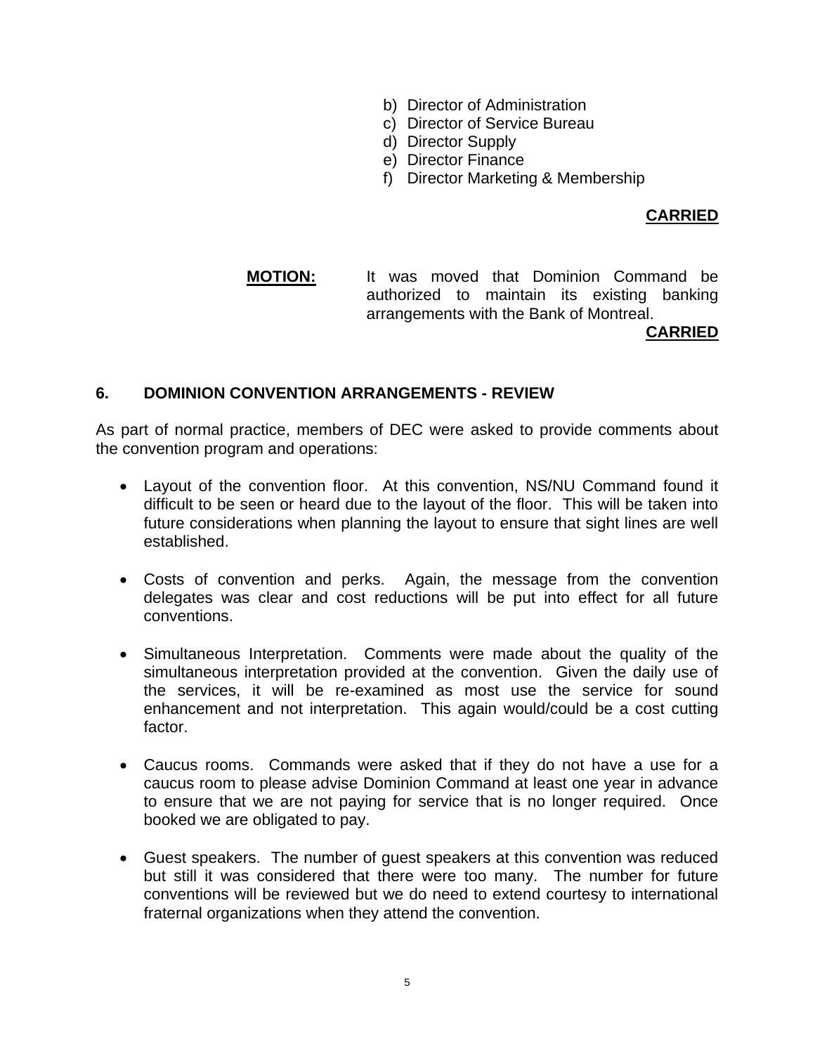b) Director of Administration
c) Director of Service Bureau
d) Director Supply
e) Director Finance
f) Director Marketing & Membership

**CARRIED**

**MOTION:** It was moved that Dominion Command be authorized to maintain its existing banking arrangements with the Bank of Montreal.

**CARRIED**

## 6. DOMINION CONVENTION ARRANGEMENTS - REVIEW

As part of normal practice, members of DEC were asked to provide comments about the convention program and operations:

- Layout of the convention floor. At this convention, NS/NU Command found it difficult to be seen or heard due to the layout of the floor. This will be taken into future considerations when planning the layout to ensure that sight lines are well established.

- Costs of convention and perks. Again, the message from the convention delegates was clear and cost reductions will be put into effect for all future conventions.

- Simultaneous Interpretation. Comments were made about the quality of the simultaneous interpretation provided at the convention. Given the daily use of the services, it will be re-examined as most use the service for sound enhancement and not interpretation. This again would/could be a cost cutting factor.

- Caucus rooms. Commands were asked that if they do not have a use for a caucus room to please advise Dominion Command at least one year in advance to ensure that we are not paying for service that is no longer required. Once booked we are obligated to pay.

- Guest speakers. The number of guest speakers at this convention was reduced but still it was considered that there were too many. The number for future conventions will be reviewed but we do need to extend courtesy to international fraternal organizations when they attend the convention.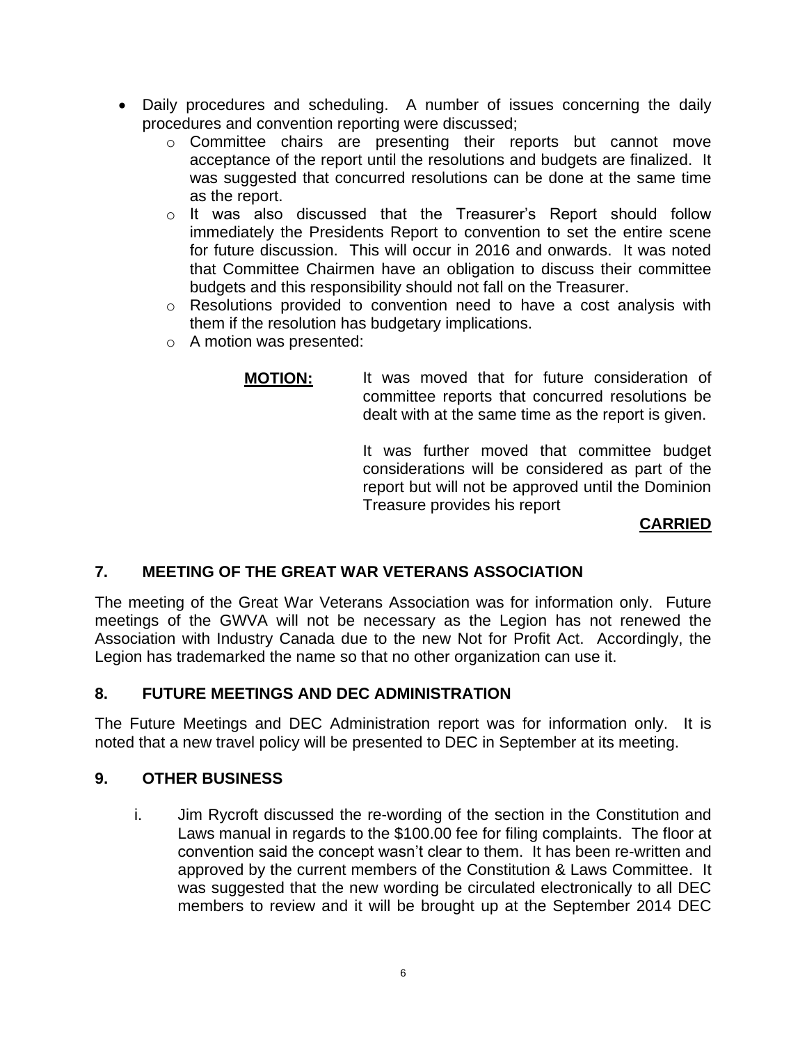- Daily procedures and scheduling. A number of issues concerning the daily procedures and convention reporting were discussed;
  - Committee chairs are presenting their reports but cannot move acceptance of the report until the resolutions and budgets are finalized. It was suggested that concurred resolutions can be done at the same time as the report.
  - It was also discussed that the Treasurer's Report should follow immediately the Presidents Report to convention to set the entire scene for future discussion. This will occur in 2016 and onwards. It was noted that Committee Chairmen have an obligation to discuss their committee budgets and this responsibility should not fall on the Treasurer.
  - Resolutions provided to convention need to have a cost analysis with them if the resolution has budgetary implications.
  - A motion was presented:

**MOTION:** It was moved that for future consideration of committee reports that concurred resolutions be dealt with at the same time as the report is given.

It was further moved that committee budget considerations will be considered as part of the report but will not be approved until the Dominion Treasure provides his report

**CARRIED**

## 7. MEETING OF THE GREAT WAR VETERANS ASSOCIATION

The meeting of the Great War Veterans Association was for information only. Future meetings of the GWVA will not be necessary as the Legion has not renewed the Association with Industry Canada due to the new Not for Profit Act. Accordingly, the Legion has trademarked the name so that no other organization can use it.

## 8. FUTURE MEETINGS AND DEC ADMINISTRATION

The Future Meetings and DEC Administration report was for information only. It is noted that a new travel policy will be presented to DEC in September at its meeting.

## 9. OTHER BUSINESS

i. Jim Rycroft discussed the re-wording of the section in the Constitution and Laws manual in regards to the $100.00 fee for filing complaints. The floor at convention said the concept wasn't clear to them. It has been re-written and approved by the current members of the Constitution & Laws Committee. It was suggested that the new wording be circulated electronically to all DEC members to review and it will be brought up at the September 2014 DEC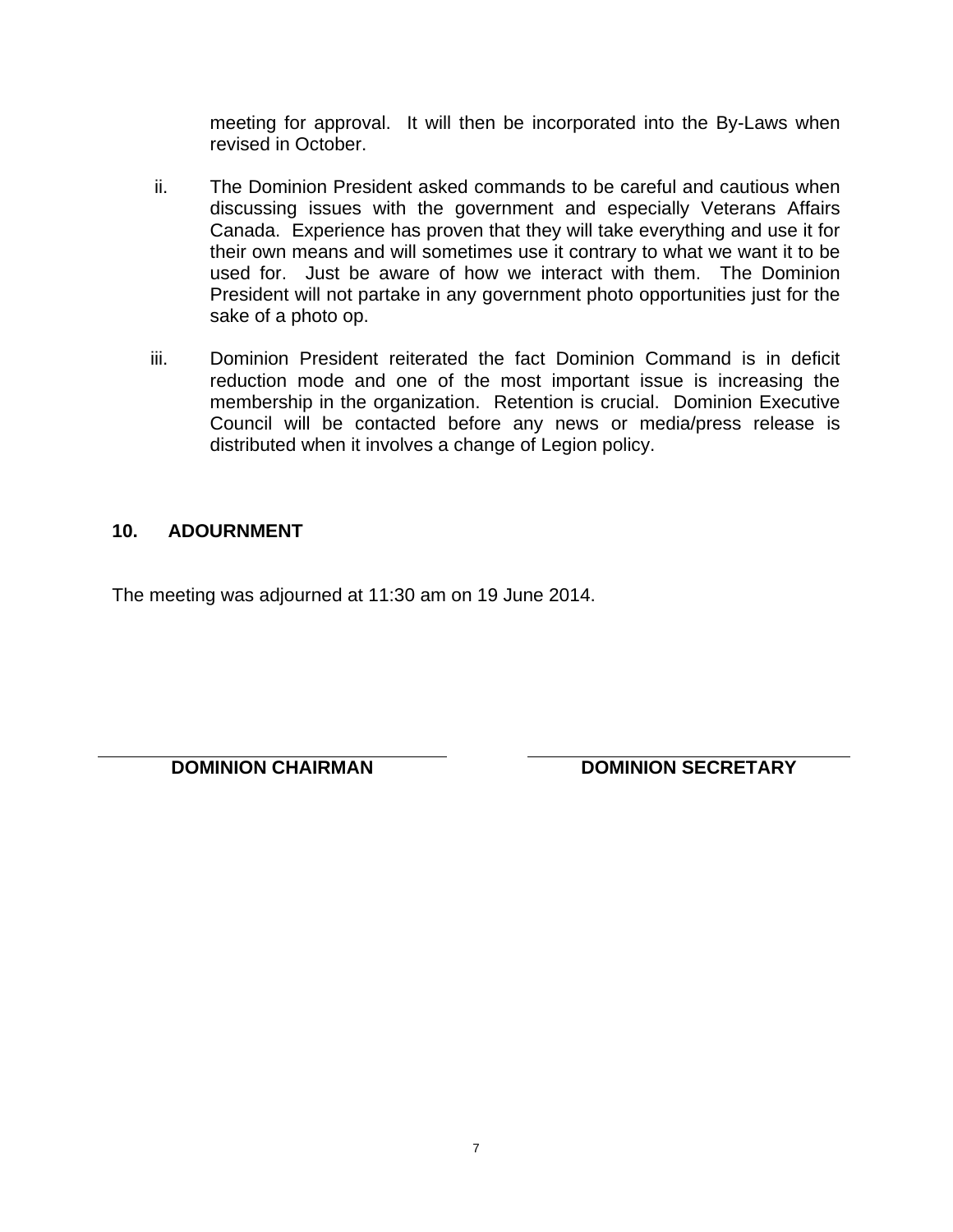meeting for approval. It will then be incorporated into the By-Laws when revised in October.

ii. The Dominion President asked commands to be careful and cautious when discussing issues with the government and especially Veterans Affairs Canada. Experience has proven that they will take everything and use it for their own means and will sometimes use it contrary to what we want it to be used for. Just be aware of how we interact with them. The Dominion President will not partake in any government photo opportunities just for the sake of a photo op.

iii. Dominion President reiterated the fact Dominion Command is in deficit reduction mode and one of the most important issue is increasing the membership in the organization. Retention is crucial. Dominion Executive Council will be contacted before any news or media/press release is distributed when it involves a change of Legion policy.

## 10. ADOURNMENT

The meeting was adjourned at 11:30 am on 19 June 2014.

**DOMINION CHAIRMAN** **DOMINION SECRETARY**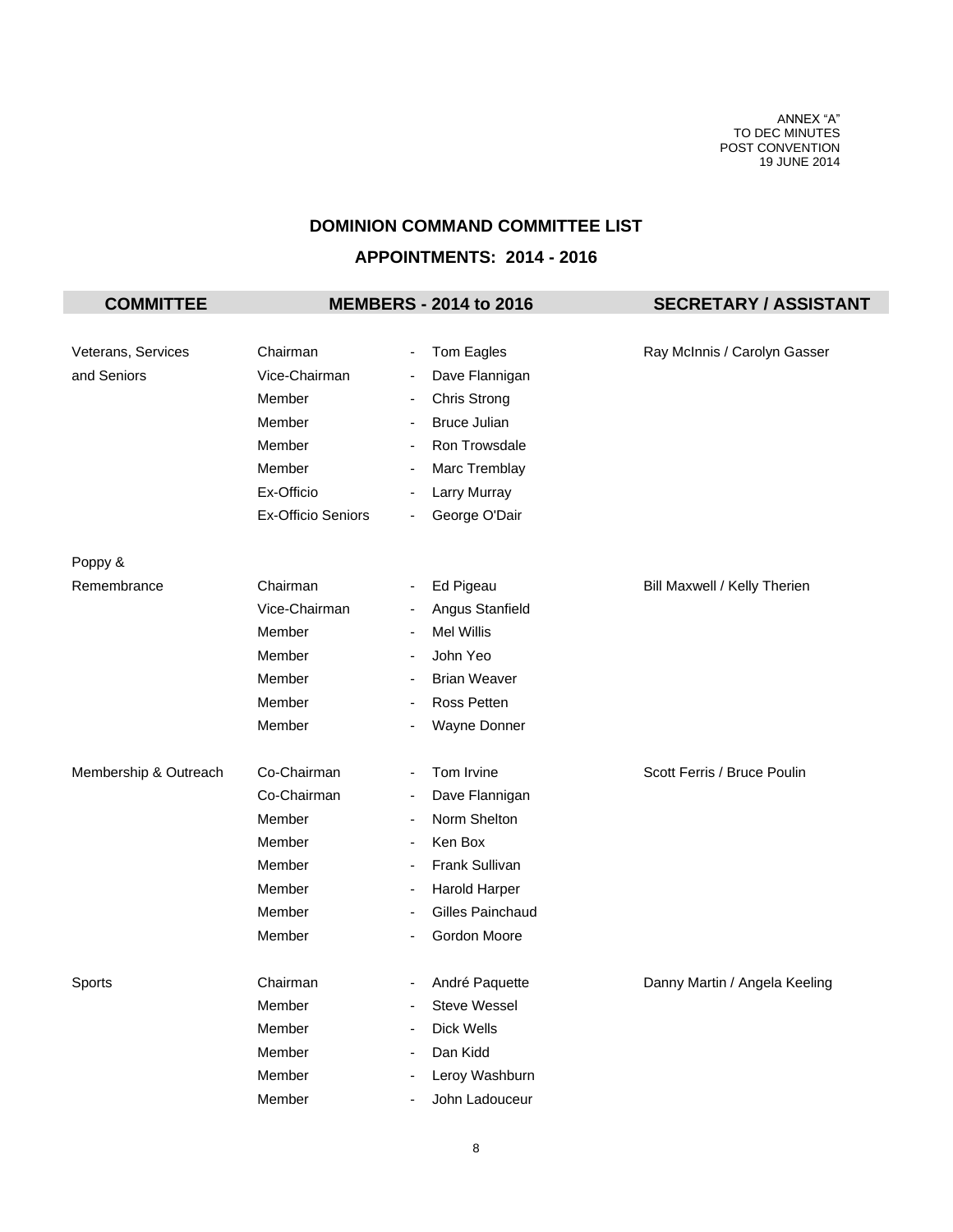ANNEX "A"
TO DEC MINUTES
POST CONVENTION
19 JUNE 2014

## DOMINION COMMAND COMMITTEE LIST

## APPOINTMENTS: 2014 - 2016

| COMMITTEE | MEMBERS - 2014 to 2016 | | SECRETARY / ASSISTANT |
|---|---|---|---|
| Veterans, Services and Seniors | Chairman | - Tom Eagles | Ray McInnis / Carolyn Gasser |
| | Vice-Chairman | - Dave Flannigan | |
| | Member | - Chris Strong | |
| | Member | - Bruce Julian | |
| | Member | - Ron Trowsdale | |
| | Member | - Marc Tremblay | |
| | Ex-Officio | - Larry Murray | |
| | Ex-Officio Seniors | - George O'Dair | |
| Poppy & Remembrance | Chairman | - Ed Pigeau | Bill Maxwell / Kelly Therien |
| | Vice-Chairman | - Angus Stanfield | |
| | Member | - Mel Willis | |
| | Member | - John Yeo | |
| | Member | - Brian Weaver | |
| | Member | - Ross Petten | |
| | Member | - Wayne Donner | |
| Membership & Outreach | Co-Chairman | - Tom Irvine | Scott Ferris / Bruce Poulin |
| | Co-Chairman | - Dave Flannigan | |
| | Member | - Norm Shelton | |
| | Member | - Ken Box | |
| | Member | - Frank Sullivan | |
| | Member | - Harold Harper | |
| | Member | - Gilles Painchaud | |
| | Member | - Gordon Moore | |
| Sports | Chairman | - André Paquette | Danny Martin / Angela Keeling |
| | Member | - Steve Wessel | |
| | Member | - Dick Wells | |
| | Member | - Dan Kidd | |
| | Member | - Leroy Washburn | |
| | Member | - John Ladouceur | |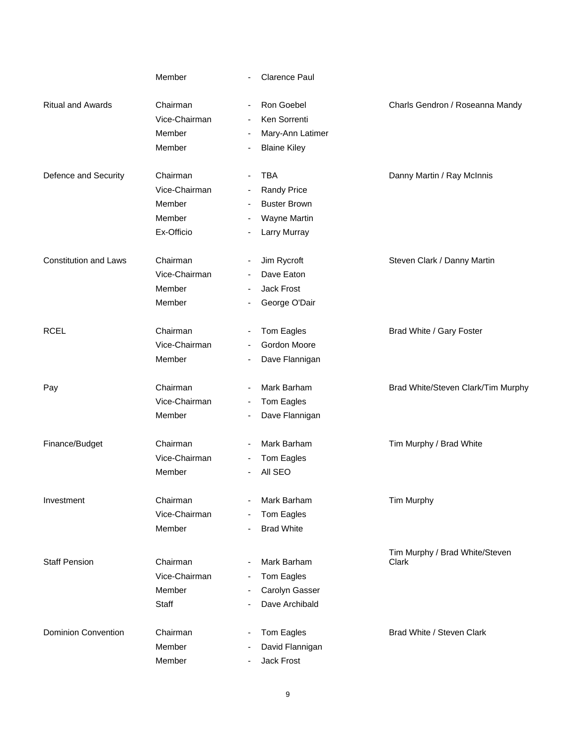| Committee | Position | | Name | Liaison |
|---|---|---|---|---|
| | Member | - | Clarence Paul | |
| Ritual and Awards | Chairman | - | Ron Goebel | Charls Gendron / Roseanna Mandy |
| | Vice-Chairman | - | Ken Sorrenti | |
| | Member | - | Mary-Ann Latimer | |
| | Member | - | Blaine Kiley | |
| Defence and Security | Chairman | - | TBA | Danny Martin / Ray McInnis |
| | Vice-Chairman | - | Randy Price | |
| | Member | - | Buster Brown | |
| | Member | - | Wayne Martin | |
| | Ex-Officio | - | Larry Murray | |
| Constitution and Laws | Chairman | - | Jim Rycroft | Steven Clark / Danny Martin |
| | Vice-Chairman | - | Dave Eaton | |
| | Member | - | Jack Frost | |
| | Member | - | George O'Dair | |
| RCEL | Chairman | - | Tom Eagles | Brad White / Gary Foster |
| | Vice-Chairman | - | Gordon Moore | |
| | Member | - | Dave Flannigan | |
| Pay | Chairman | - | Mark Barham | Brad White/Steven Clark/Tim Murphy |
| | Vice-Chairman | - | Tom Eagles | |
| | Member | - | Dave Flannigan | |
| Finance/Budget | Chairman | - | Mark Barham | Tim Murphy / Brad White |
| | Vice-Chairman | - | Tom Eagles | |
| | Member | - | All SEO | |
| Investment | Chairman | - | Mark Barham | Tim Murphy |
| | Vice-Chairman | - | Tom Eagles | |
| | Member | - | Brad White | |
| Staff Pension | Chairman | - | Mark Barham | Tim Murphy / Brad White/Steven Clark |
| | Vice-Chairman | - | Tom Eagles | |
| | Member | - | Carolyn Gasser | |
| | Staff | - | Dave Archibald | |
| Dominion Convention | Chairman | - | Tom Eagles | Brad White / Steven Clark |
| | Member | - | David Flannigan | |
| | Member | - | Jack Frost | |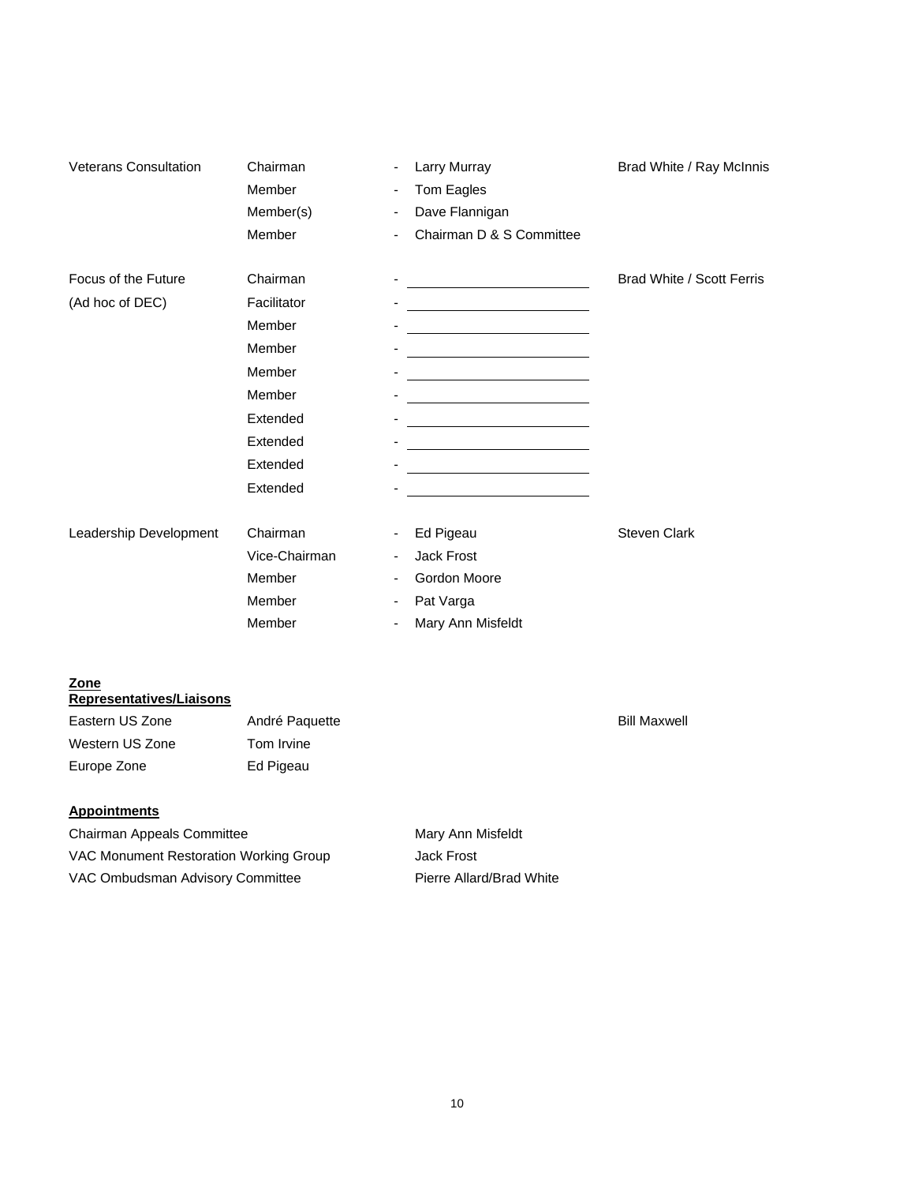| | | | |
|---|---|---|---|
| Veterans Consultation | Chairman | - Larry Murray | Brad White / Ray McInnis |
| | Member | - Tom Eagles | |
| | Member(s) | - Dave Flannigan | |
| | Member | - Chairman D & S Committee | |
| Focus of the Future | Chairman | - ____________________ | Brad White / Scott Ferris |
| (Ad hoc of DEC) | Facilitator | - ____________________ | |
| | Member | - ____________________ | |
| | Member | - ____________________ | |
| | Member | - ____________________ | |
| | Member | - ____________________ | |
| | Extended | - ____________________ | |
| | Extended | - ____________________ | |
| | Extended | - ____________________ | |
| | Extended | - ____________________ | |
| Leadership Development | Chairman | - Ed Pigeau | Steven Clark |
| | Vice-Chairman | - Jack Frost | |
| | Member | - Gordon Moore | |
| | Member | - Pat Varga | |
| | Member | - Mary Ann Misfeldt | |

**Zone Representatives/Liaisons**

| | | |
|---|---|---|
| Eastern US Zone | André Paquette | Bill Maxwell |
| Western US Zone | Tom Irvine | |
| Europe Zone | Ed Pigeau | |

**Appointments**

| | |
|---|---|
| Chairman Appeals Committee | Mary Ann Misfeldt |
| VAC Monument Restoration Working Group | Jack Frost |
| VAC Ombudsman Advisory Committee | Pierre Allard/Brad White |